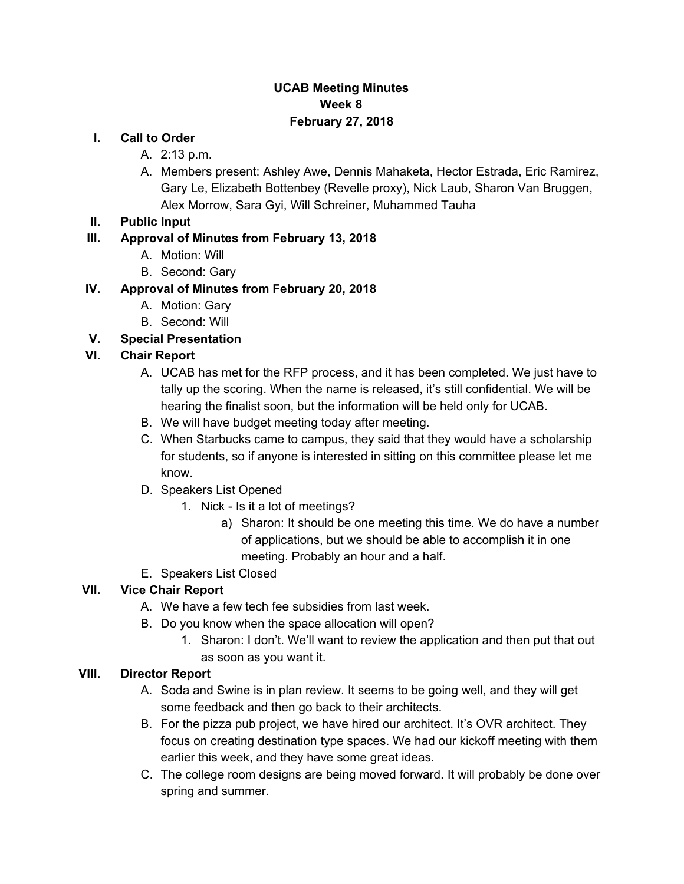**UCAB Meeting Minutes**
**Week 8**
**February 27, 2018**

I. **Call to Order**
   A. 2:13 p.m.
   A. Members present: Ashley Awe, Dennis Mahaketa, Hector Estrada, Eric Ramirez, Gary Le, Elizabeth Bottenbey (Revelle proxy), Nick Laub, Sharon Van Bruggen, Alex Morrow, Sara Gyi, Will Schreiner, Muhammed Tauha

II. **Public Input**

III. **Approval of Minutes from February 13, 2018**
   A. Motion: Will
   B. Second: Gary

IV. **Approval of Minutes from February 20, 2018**
   A. Motion: Gary
   B. Second: Will

V. **Special Presentation**

VI. **Chair Report**
   A. UCAB has met for the RFP process, and it has been completed. We just have to tally up the scoring. When the name is released, it's still confidential. We will be hearing the finalist soon, but the information will be held only for UCAB.
   B. We will have budget meeting today after meeting.
   C. When Starbucks came to campus, they said that they would have a scholarship for students, so if anyone is interested in sitting on this committee please let me know.
   D. Speakers List Opened
      1. Nick - Is it a lot of meetings?
         a) Sharon: It should be one meeting this time. We do have a number of applications, but we should be able to accomplish it in one meeting. Probably an hour and a half.
   E. Speakers List Closed

VII. **Vice Chair Report**
   A. We have a few tech fee subsidies from last week.
   B. Do you know when the space allocation will open?
      1. Sharon: I don't. We'll want to review the application and then put that out as soon as you want it.

VIII. **Director Report**
   A. Soda and Swine is in plan review. It seems to be going well, and they will get some feedback and then go back to their architects.
   B. For the pizza pub project, we have hired our architect. It's OVR architect. They focus on creating destination type spaces. We had our kickoff meeting with them earlier this week, and they have some great ideas.
   C. The college room designs are being moved forward. It will probably be done over spring and summer.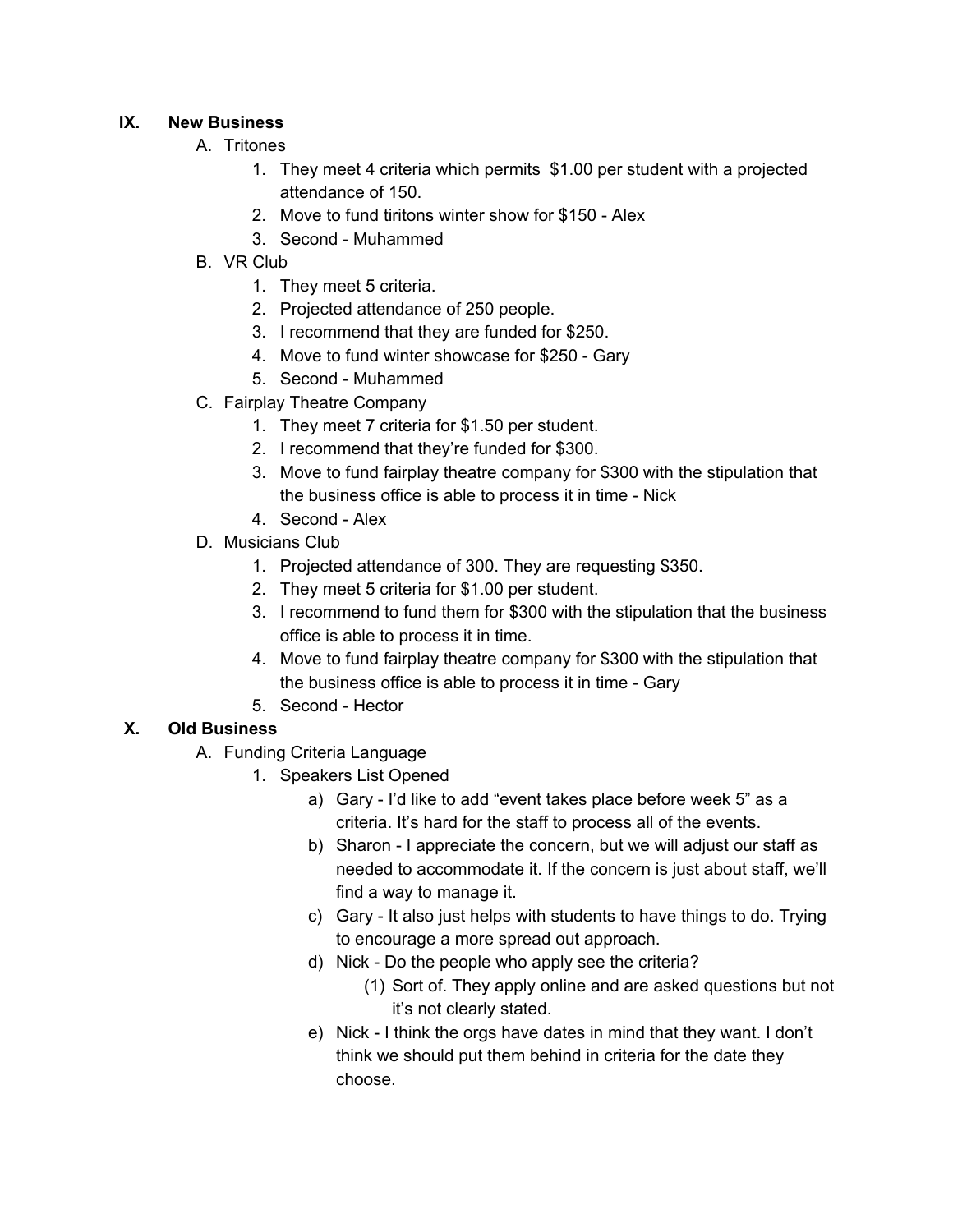## IX. New Business

A. Tritones
   1. They meet 4 criteria which permits  $1.00 per student with a projected attendance of 150.
   2. Move to fund tiritons winter show for $150 - Alex
   3. Second - Muhammed

B. VR Club
   1. They meet 5 criteria.
   2. Projected attendance of 250 people.
   3. I recommend that they are funded for $250.
   4. Move to fund winter showcase for $250 - Gary
   5. Second - Muhammed

C. Fairplay Theatre Company
   1. They meet 7 criteria for $1.50 per student.
   2. I recommend that they're funded for $300.
   3. Move to fund fairplay theatre company for $300 with the stipulation that the business office is able to process it in time - Nick
   4. Second - Alex

D. Musicians Club
   1. Projected attendance of 300. They are requesting $350.
   2. They meet 5 criteria for $1.00 per student.
   3. I recommend to fund them for $300 with the stipulation that the business office is able to process it in time.
   4. Move to fund fairplay theatre company for $300 with the stipulation that the business office is able to process it in time - Gary
   5. Second - Hector

## X. Old Business

A. Funding Criteria Language
   1. Speakers List Opened
      a) Gary - I'd like to add "event takes place before week 5" as a criteria. It's hard for the staff to process all of the events.
      b) Sharon - I appreciate the concern, but we will adjust our staff as needed to accommodate it. If the concern is just about staff, we'll find a way to manage it.
      c) Gary - It also just helps with students to have things to do. Trying to encourage a more spread out approach.
      d) Nick - Do the people who apply see the criteria?
         (1) Sort of. They apply online and are asked questions but not it's not clearly stated.
      e) Nick - I think the orgs have dates in mind that they want. I don't think we should put them behind in criteria for the date they choose.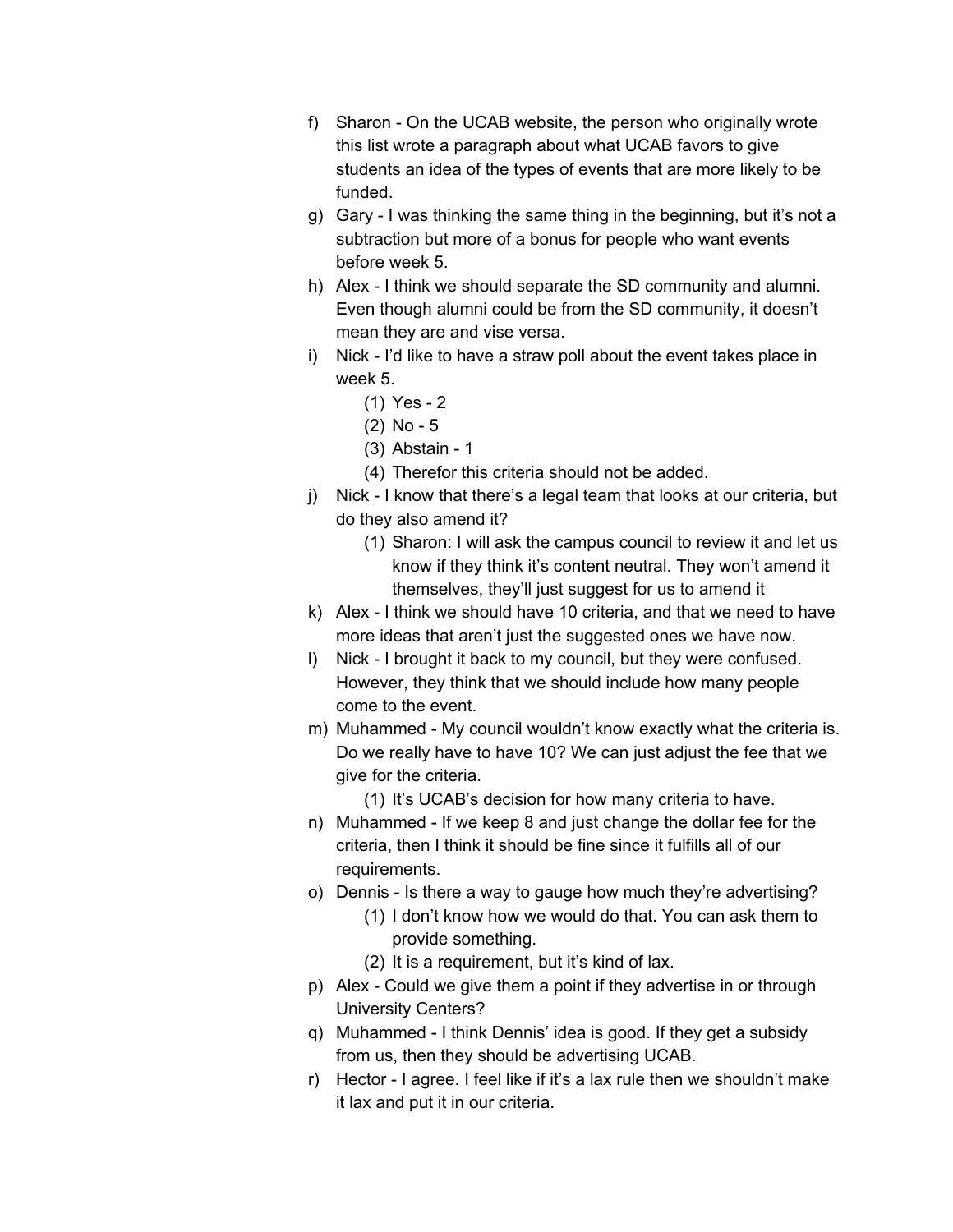f) Sharon - On the UCAB website, the person who originally wrote this list wrote a paragraph about what UCAB favors to give students an idea of the types of events that are more likely to be funded.

g) Gary - I was thinking the same thing in the beginning, but it's not a subtraction but more of a bonus for people who want events before week 5.

h) Alex - I think we should separate the SD community and alumni. Even though alumni could be from the SD community, it doesn't mean they are and vise versa.

i) Nick - I'd like to have a straw poll about the event takes place in week 5.
   (1) Yes - 2
   (2) No - 5
   (3) Abstain - 1
   (4) Therefor this criteria should not be added.

j) Nick - I know that there's a legal team that looks at our criteria, but do they also amend it?
   (1) Sharon: I will ask the campus council to review it and let us know if they think it's content neutral. They won't amend it themselves, they'll just suggest for us to amend it

k) Alex - I think we should have 10 criteria, and that we need to have more ideas that aren't just the suggested ones we have now.

l) Nick - I brought it back to my council, but they were confused. However, they think that we should include how many people come to the event.

m) Muhammed - My council wouldn't know exactly what the criteria is. Do we really have to have 10? We can just adjust the fee that we give for the criteria.
   (1) It's UCAB's decision for how many criteria to have.

n) Muhammed - If we keep 8 and just change the dollar fee for the criteria, then I think it should be fine since it fulfills all of our requirements.

o) Dennis - Is there a way to gauge how much they're advertising?
   (1) I don't know how we would do that. You can ask them to provide something.
   (2) It is a requirement, but it's kind of lax.

p) Alex - Could we give them a point if they advertise in or through University Centers?

q) Muhammed - I think Dennis' idea is good. If they get a subsidy from us, then they should be advertising UCAB.

r) Hector - I agree. I feel like if it's a lax rule then we shouldn't make it lax and put it in our criteria.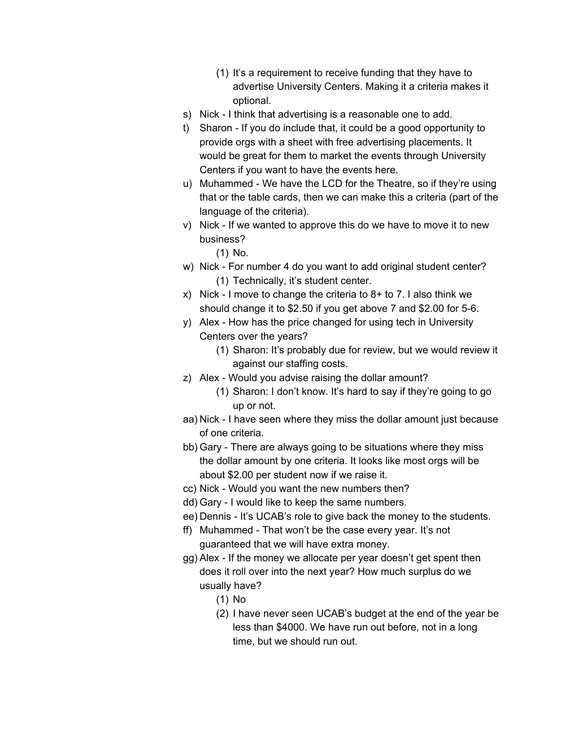(1) It's a requirement to receive funding that they have to advertise University Centers. Making it a criteria makes it optional.

s) Nick - I think that advertising is a reasonable one to add.

t) Sharon - If you do include that, it could be a good opportunity to provide orgs with a sheet with free advertising placements. It would be great for them to market the events through University Centers if you want to have the events here.

u) Muhammed - We have the LCD for the Theatre, so if they're using that or the table cards, then we can make this a criteria (part of the language of the criteria).

v) Nick - If we wanted to approve this do we have to move it to new business?
    (1) No.

w) Nick - For number 4 do you want to add original student center?
    (1) Technically, it's student center.

x) Nick - I move to change the criteria to 8+ to 7. I also think we should change it to $2.50 if you get above 7 and $2.00 for 5-6.

y) Alex - How has the price changed for using tech in University Centers over the years?
    (1) Sharon: It's probably due for review, but we would review it against our staffing costs.

z) Alex - Would you advise raising the dollar amount?
    (1) Sharon: I don't know. It's hard to say if they're going to go up or not.

aa) Nick - I have seen where they miss the dollar amount just because of one criteria.

bb) Gary - There are always going to be situations where they miss the dollar amount by one criteria. It looks like most orgs will be about $2.00 per student now if we raise it.

cc) Nick - Would you want the new numbers then?

dd) Gary - I would like to keep the same numbers.

ee) Dennis - It's UCAB's role to give back the money to the students.

ff) Muhammed - That won't be the case every year. It's not guaranteed that we will have extra money.

gg) Alex - If the money we allocate per year doesn't get spent then does it roll over into the next year? How much surplus do we usually have?
    (1) No
    (2) I have never seen UCAB's budget at the end of the year be less than $4000. We have run out before, not in a long time, but we should run out.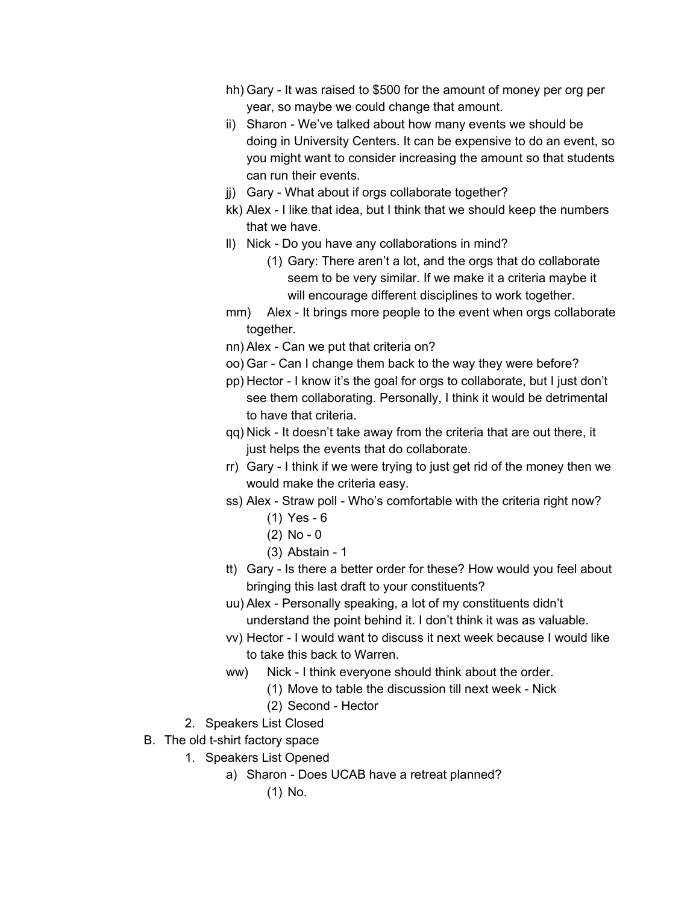- hh) Gary - It was raised to $500 for the amount of money per org per year, so maybe we could change that amount.
- ii) Sharon - We've talked about how many events we should be doing in University Centers. It can be expensive to do an event, so you might want to consider increasing the amount so that students can run their events.
- jj) Gary - What about if orgs collaborate together?
- kk) Alex - I like that idea, but I think that we should keep the numbers that we have.
- ll) Nick - Do you have any collaborations in mind?
    - (1) Gary: There aren't a lot, and the orgs that do collaborate seem to be very similar. If we make it a criteria maybe it will encourage different disciplines to work together.
- mm) Alex - It brings more people to the event when orgs collaborate together.
- nn) Alex - Can we put that criteria on?
- oo) Gar - Can I change them back to the way they were before?
- pp) Hector - I know it's the goal for orgs to collaborate, but I just don't see them collaborating. Personally, I think it would be detrimental to have that criteria.
- qq) Nick - It doesn't take away from the criteria that are out there, it just helps the events that do collaborate.
- rr) Gary - I think if we were trying to just get rid of the money then we would make the criteria easy.
- ss) Alex - Straw poll - Who's comfortable with the criteria right now?
    - (1) Yes - 6
    - (2) No - 0
    - (3) Abstain - 1
- tt) Gary - Is there a better order for these? How would you feel about bringing this last draft to your constituents?
- uu) Alex - Personally speaking, a lot of my constituents didn't understand the point behind it. I don't think it was as valuable.
- vv) Hector - I would want to discuss it next week because I would like to take this back to Warren.
- ww) Nick - I think everyone should think about the order.
    - (1) Move to table the discussion till next week - Nick
    - (2) Second - Hector

2. Speakers List Closed

B. The old t-shirt factory space

1. Speakers List Opened
    - a) Sharon - Does UCAB have a retreat planned?
        - (1) No.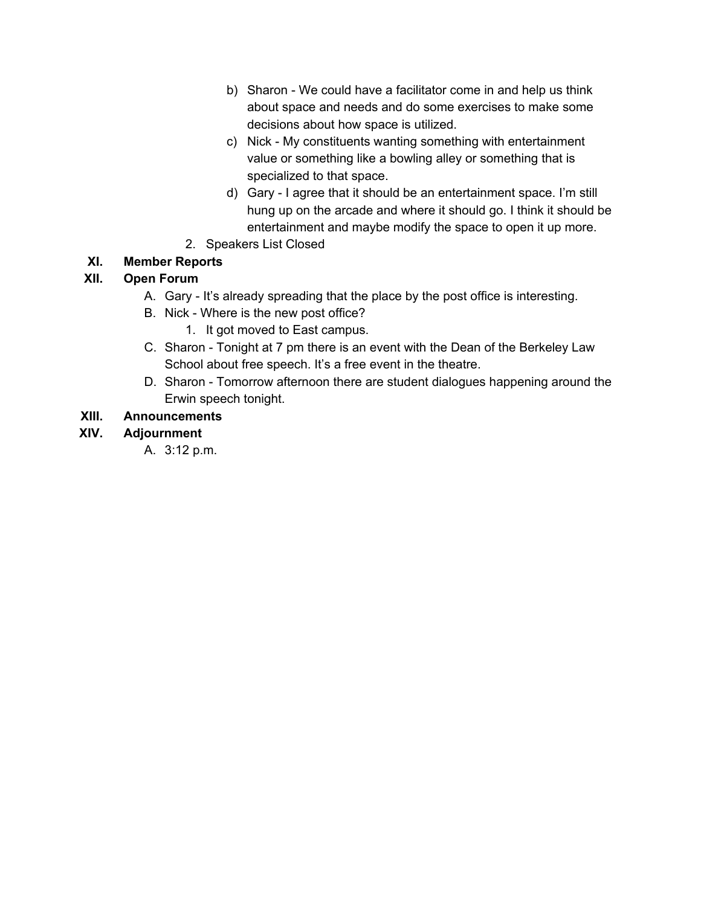b) Sharon - We could have a facilitator come in and help us think about space and needs and do some exercises to make some decisions about how space is utilized.

c) Nick - My constituents wanting something with entertainment value or something like a bowling alley or something that is specialized to that space.

d) Gary - I agree that it should be an entertainment space. I'm still hung up on the arcade and where it should go. I think it should be entertainment and maybe modify the space to open it up more.

2. Speakers List Closed

**XI. Member Reports**

**XII. Open Forum**

A. Gary - It's already spreading that the place by the post office is interesting.

B. Nick - Where is the new post office?

   1. It got moved to East campus.

C. Sharon - Tonight at 7 pm there is an event with the Dean of the Berkeley Law School about free speech. It's a free event in the theatre.

D. Sharon - Tomorrow afternoon there are student dialogues happening around the Erwin speech tonight.

**XIII. Announcements**

**XIV. Adjournment**

A. 3:12 p.m.